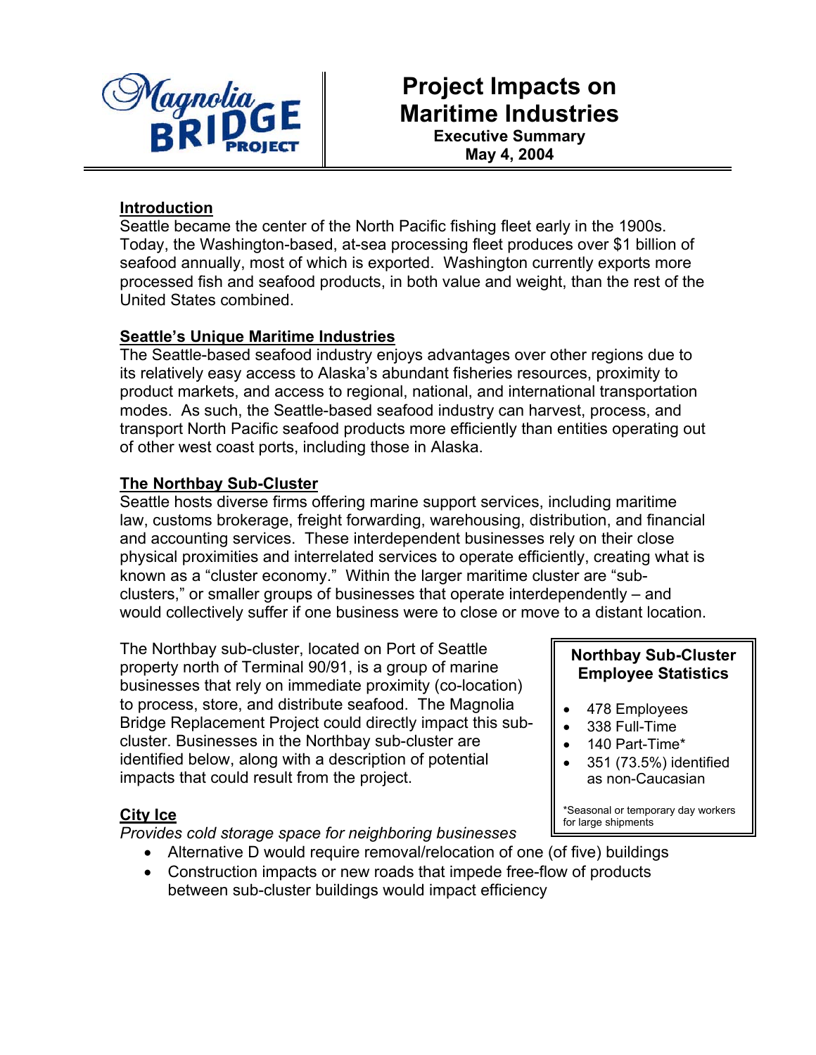Magnolia BRIDGE PROJECT

# Project Impacts on Maritime Industries

**Executive Summary**
**May 4, 2004**

## Introduction

Seattle became the center of the North Pacific fishing fleet early in the 1900s. Today, the Washington-based, at-sea processing fleet produces over $1 billion of seafood annually, most of which is exported. Washington currently exports more processed fish and seafood products, in both value and weight, than the rest of the United States combined.

## Seattle's Unique Maritime Industries

The Seattle-based seafood industry enjoys advantages over other regions due to its relatively easy access to Alaska's abundant fisheries resources, proximity to product markets, and access to regional, national, and international transportation modes. As such, the Seattle-based seafood industry can harvest, process, and transport North Pacific seafood products more efficiently than entities operating out of other west coast ports, including those in Alaska.

## The Northbay Sub-Cluster

Seattle hosts diverse firms offering marine support services, including maritime law, customs brokerage, freight forwarding, warehousing, distribution, and financial and accounting services. These interdependent businesses rely on their close physical proximities and interrelated services to operate efficiently, creating what is known as a "cluster economy." Within the larger maritime cluster are "sub-clusters," or smaller groups of businesses that operate interdependently – and would collectively suffer if one business were to close or move to a distant location.

The Northbay sub-cluster, located on Port of Seattle property north of Terminal 90/91, is a group of marine businesses that rely on immediate proximity (co-location) to process, store, and distribute seafood. The Magnolia Bridge Replacement Project could directly impact this sub-cluster. Businesses in the Northbay sub-cluster are identified below, along with a description of potential impacts that could result from the project.

> **Northbay Sub-Cluster Employee Statistics**
>
> - 478 Employees
> - 338 Full-Time
> - 140 Part-Time*
> - 351 (73.5%) identified as non-Caucasian
>
> *Seasonal or temporary day workers for large shipments

## City Ice

*Provides cold storage space for neighboring businesses*

- Alternative D would require removal/relocation of one (of five) buildings
- Construction impacts or new roads that impede free-flow of products between sub-cluster buildings would impact efficiency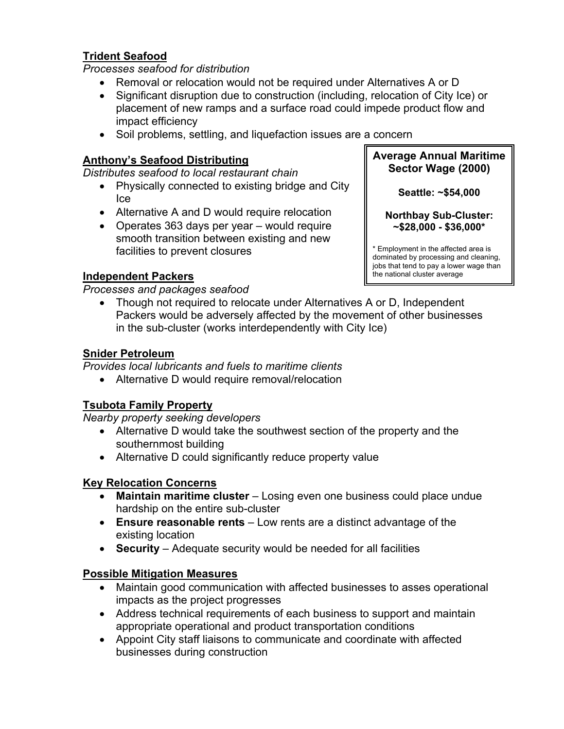**Trident Seafood**

*Processes seafood for distribution*

- Removal or relocation would not be required under Alternatives A or D
- Significant disruption due to construction (including, relocation of City Ice) or placement of new ramps and a surface road could impede product flow and impact efficiency
- Soil problems, settling, and liquefaction issues are a concern

**Anthony's Seafood Distributing**

*Distributes seafood to local restaurant chain*

- Physically connected to existing bridge and City Ice
- Alternative A and D would require relocation
- Operates 363 days per year – would require smooth transition between existing and new facilities to prevent closures

**Average Annual Maritime Sector Wage (2000)**

**Seattle: ~$54,000**

**Northbay Sub-Cluster: ~$28,000 - $36,000***

\* Employment in the affected area is dominated by processing and cleaning, jobs that tend to pay a lower wage than the national cluster average

**Independent Packers**

*Processes and packages seafood*

- Though not required to relocate under Alternatives A or D, Independent Packers would be adversely affected by the movement of other businesses in the sub-cluster (works interdependently with City Ice)

**Snider Petroleum**

*Provides local lubricants and fuels to maritime clients*

- Alternative D would require removal/relocation

**Tsubota Family Property**

*Nearby property seeking developers*

- Alternative D would take the southwest section of the property and the southernmost building
- Alternative D could significantly reduce property value

**Key Relocation Concerns**

- **Maintain maritime cluster** – Losing even one business could place undue hardship on the entire sub-cluster
- **Ensure reasonable rents** – Low rents are a distinct advantage of the existing location
- **Security** – Adequate security would be needed for all facilities

**Possible Mitigation Measures**

- Maintain good communication with affected businesses to asses operational impacts as the project progresses
- Address technical requirements of each business to support and maintain appropriate operational and product transportation conditions
- Appoint City staff liaisons to communicate and coordinate with affected businesses during construction